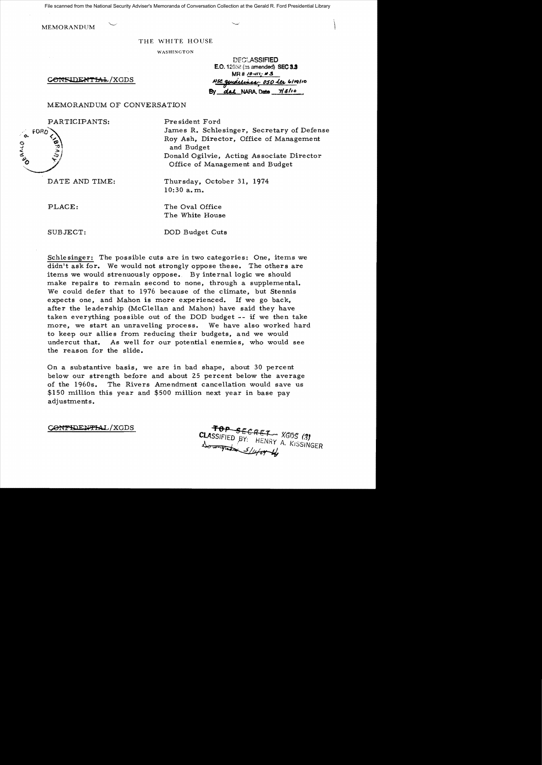File scanned from the National Security Adviser's Memoranda of Conversation Collection at the Gerald R. Ford Presidential Library

MEMORANDUM

THE WHITE HOUSE

WASHINGTON

DECLASSIFIED
E.O. 12958 (as amended) SEC 3.3
MR # 10-111; #3
NSC guidelines, OSD ltr 6/19/10
By dal NARA, Date 7/6/10

CONFIDENTIAL/XGDS

MEMORANDUM OF CONVERSATION

PARTICIPANTS: President Ford
James R. Schlesinger, Secretary of Defense
Roy Ash, Director, Office of Management and Budget
Donald Ogilvie, Acting Associate Director Office of Management and Budget

DATE AND TIME: Thursday, October 31, 1974
10:30 a.m.

PLACE: The Oval Office
The White House

SUBJECT: DOD Budget Cuts

Schlesinger: The possible cuts are in two categories: One, items we didn't ask for. We would not strongly oppose these. The others are items we would strenuously oppose. By internal logic we should make repairs to remain second to none, through a supplemental. We could defer that to 1976 because of the climate, but Stennis expects one, and Mahon is more experienced. If we go back, after the leadership (McClellan and Mahon) have said they have taken everything possible out of the DOD budget -- if we then take more, we start an unraveling process. We have also worked hard to keep our allies from reducing their budgets, and we would undercut that. As well for our potential enemies, who would see the reason for the slide.

On a substantive basis, we are in bad shape, about 30 percent below our strength before and about 25 percent below the average of the 1960s. The Rivers Amendment cancellation would save us \$150 million this year and \$500 million next year in base pay adjustments.

CONFIDENTIAL/XGDS

TOP SECRET - XGDS (3)
CLASSIFIED BY: HENRY A. KISSINGER
Downgraded 5/14/04 by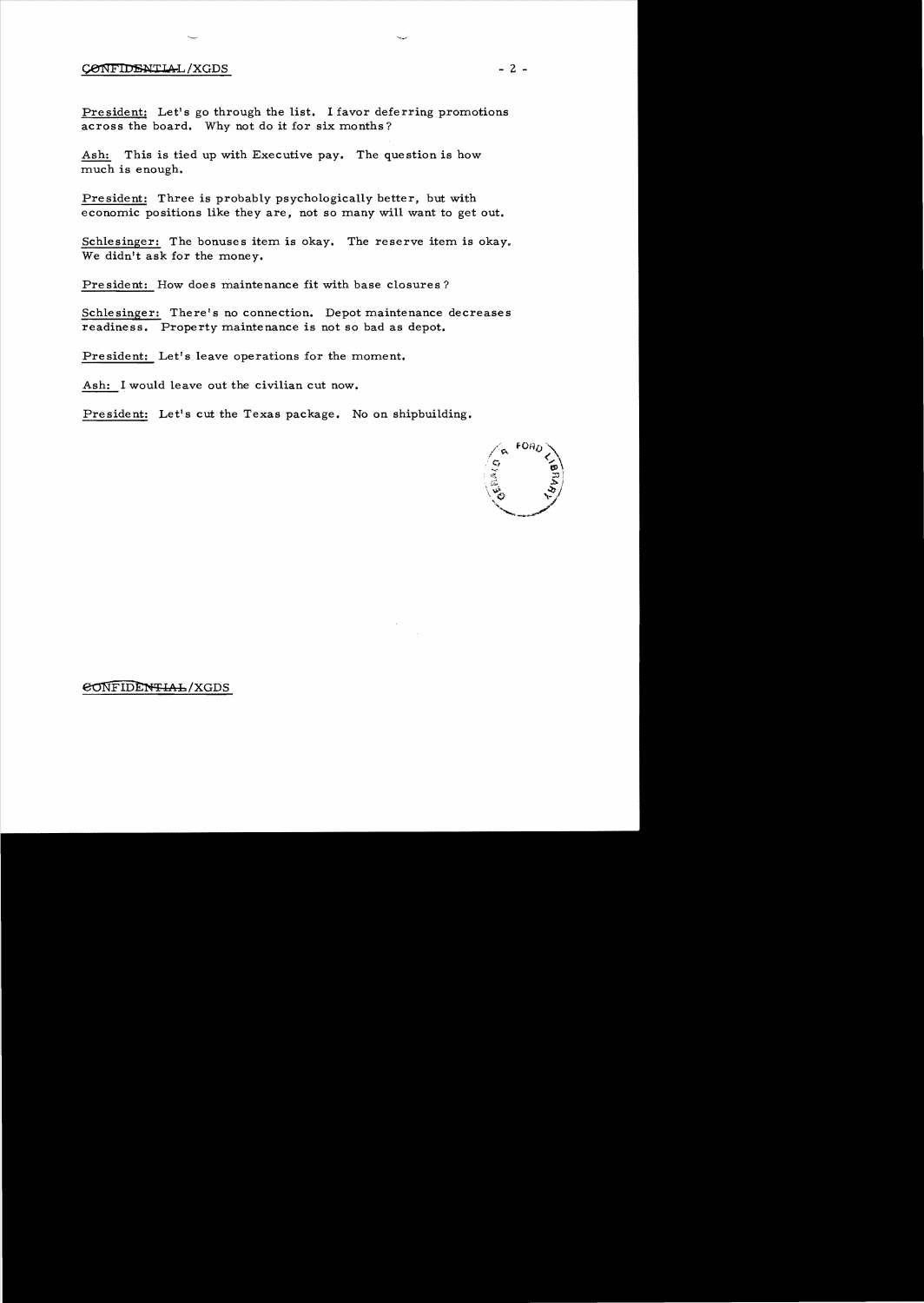President: Let's go through the list. I favor deferring promotions across the board. Why not do it for six months?

Ash: This is tied up with Executive pay. The question is how much is enough.

President: Three is probably psychologically better, but with economic positions like they are, not so many will want to get out.

Schlesinger: The bonuses item is okay. The reserve item is okay. We didn't ask for the money.

President: How does maintenance fit with base closures?

Schlesinger: There's no connection. Depot maintenance decreases readiness. Property maintenance is not so bad as depot.

President: Let's leave operations for the moment.

Ash: I would leave out the civilian cut now.

President: Let's cut the Texas package. No on shipbuilding.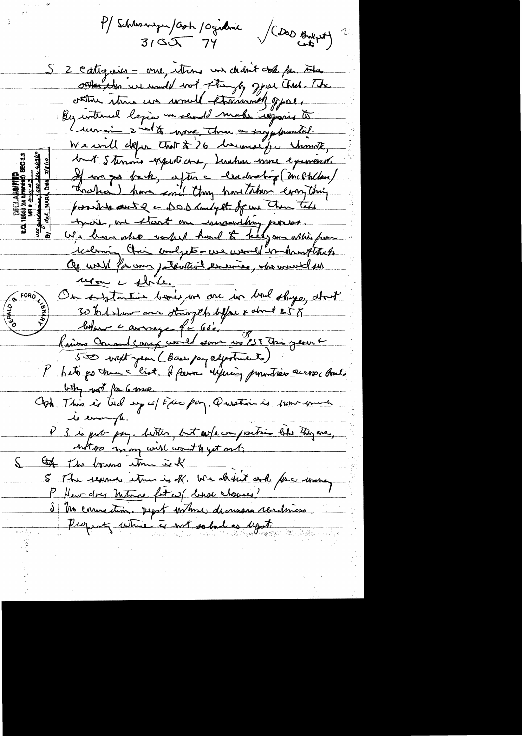P/ Schlesinger/Ash/Ogilvie ✓(DOD Budget cuts)

31 Oct 74

S 2 categories – one, items we didn't ask for. The others we would not strongly oppose those. The other items we would strenuously oppose.

By internal logic we should make reprise to remain 2nd to none, then a supplemental.

We will defer that to '76 because of climate, but Stennis expects one, Mahon more equivocal.

If we go back, after a leadership (McClellan/Mahon) have said they have taken everything possible out of a DOD budget. If we then take more, we start on unravelling process.

We have also worked hard to keep our allies from reducing their budgets – we would undermine that.

Ag well for our potential enemies, who would see us on a slide.

On substantive basis, we are in bad shape, about 30% below our strength before & about 25% below a average for 60's.

Rising Cmd comp would save us 25% this year & 500 next year (Base pay adjustments)

P Let's go thru a list. I favor freezing promotions across board. Why not for 6 mos.

Ash This is tied up w/ Exec pay. Question is how much is enough.

P 3 is pot pay. Better, but w/ em positions like they are, not so many will want to get out.

S ~~Ash~~ The bonus item is OK

S The second item is OK. We didn't ask for a money

P How does Mtnce fit w/ base closures?

S No connection. Depot mtnce decreases readiness. Property mtnce is not so bad as depot.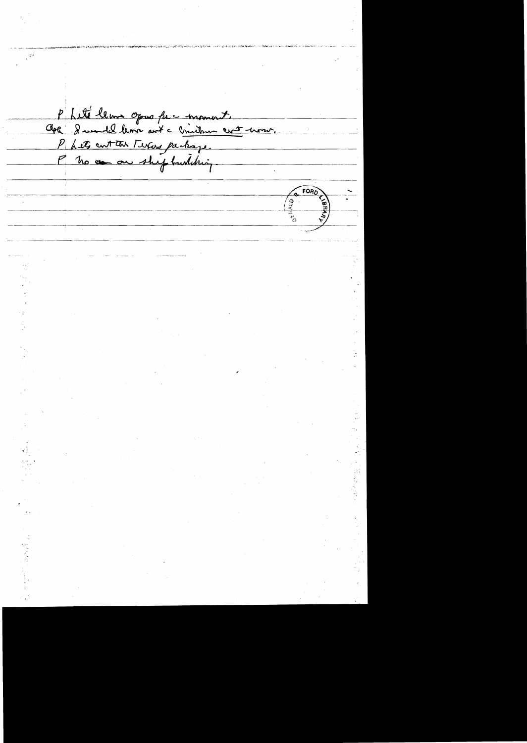P Lets leave Opus for a moment.

Ape I would leave out a Cruiser cut now.

P Lets cut the Texas package.

P No cut on ship building.

GERALD R. FORD LIBRARY